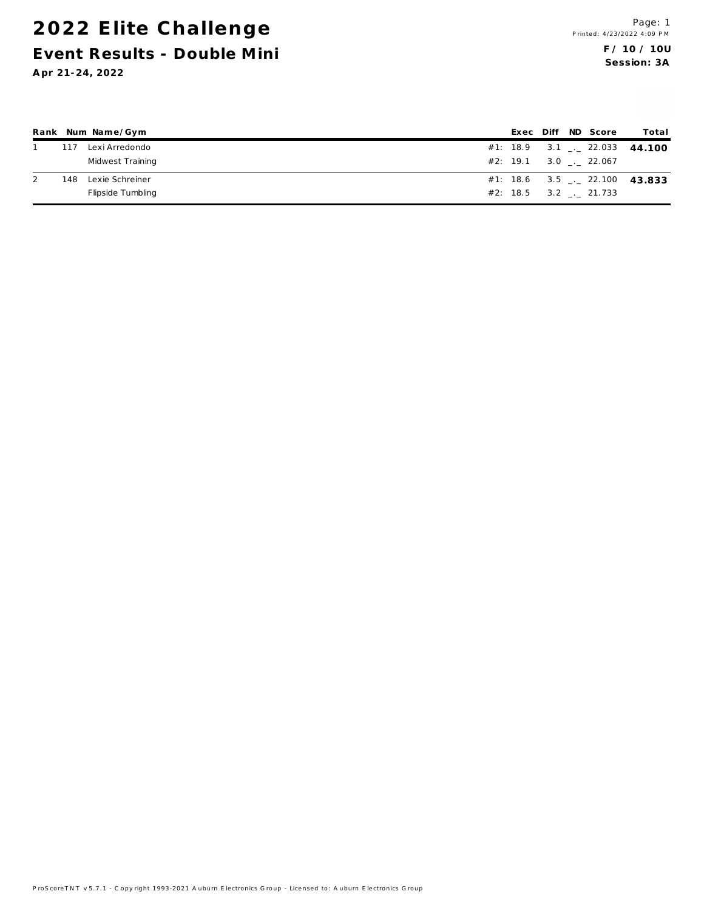# 2022 Elite Challenge

## Event Results - Double Mini

**Apr 21-24, 2022**

Printed: 4/23/2022 4:09 PM

**F / 10 / 10U**
**Session: 3A**

| Rank | Num | Name/Gym | | Exec | Diff | ND | Score | Total |
|---|---|---|---|---|---|---|---|---|
| 1 | 117 | Lexi Arredondo | #1: | 18.9 | 3.1 | _._ | 22.033 | **44.100** |
| | | Midwest Training | #2: | 19.1 | 3.0 | _._ | 22.067 | |
| 2 | 148 | Lexie Schreiner | #1: | 18.6 | 3.5 | _._ | 22.100 | **43.833** |
| | | Flipside Tumbling | #2: | 18.5 | 3.2 | _._ | 21.733 | |

ProScoreTNT v5.7.1 - Copyright 1993-2021 Auburn Electronics Group - Licensed to: Auburn Electronics Group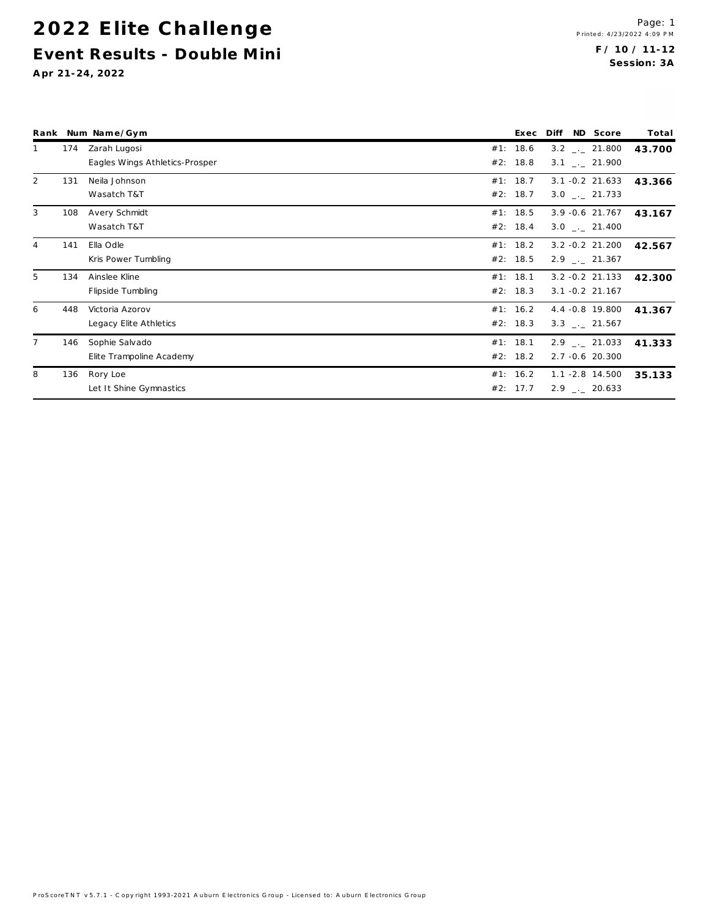# 2022 Elite Challenge

## Event Results - Double Mini

**Apr 21-24, 2022**

**F / 10 / 11-12**
**Session: 3A**

| Rank | Num | Name/Gym | | Exec | Diff | ND | Score | Total |
|---|---|---|---|---|---|---|---|---|
| 1 | 174 | Zarah Lugosi | #1: | 18.6 | 3.2 | _._ | 21.800 | **43.700** |
| | | Eagles Wings Athletics-Prosper | #2: | 18.8 | 3.1 | _._ | 21.900 | |
| 2 | 131 | Neila Johnson | #1: | 18.7 | 3.1 | -0.2 | 21.633 | **43.366** |
| | | Wasatch T&T | #2: | 18.7 | 3.0 | _._ | 21.733 | |
| 3 | 108 | Avery Schmidt | #1: | 18.5 | 3.9 | -0.6 | 21.767 | **43.167** |
| | | Wasatch T&T | #2: | 18.4 | 3.0 | _._ | 21.400 | |
| 4 | 141 | Ella Odle | #1: | 18.2 | 3.2 | -0.2 | 21.200 | **42.567** |
| | | Kris Power Tumbling | #2: | 18.5 | 2.9 | _._ | 21.367 | |
| 5 | 134 | Ainslee Kline | #1: | 18.1 | 3.2 | -0.2 | 21.133 | **42.300** |
| | | Flipside Tumbling | #2: | 18.3 | 3.1 | -0.2 | 21.167 | |
| 6 | 448 | Victoria Azorov | #1: | 16.2 | 4.4 | -0.8 | 19.800 | **41.367** |
| | | Legacy Elite Athletics | #2: | 18.3 | 3.3 | _._ | 21.567 | |
| 7 | 146 | Sophie Salvado | #1: | 18.1 | 2.9 | _._ | 21.033 | **41.333** |
| | | Elite Trampoline Academy | #2: | 18.2 | 2.7 | -0.6 | 20.300 | |
| 8 | 136 | Rory Loe | #1: | 16.2 | 1.1 | -2.8 | 14.500 | **35.133** |
| | | Let It Shine Gymnastics | #2: | 17.7 | 2.9 | _._ | 20.633 | |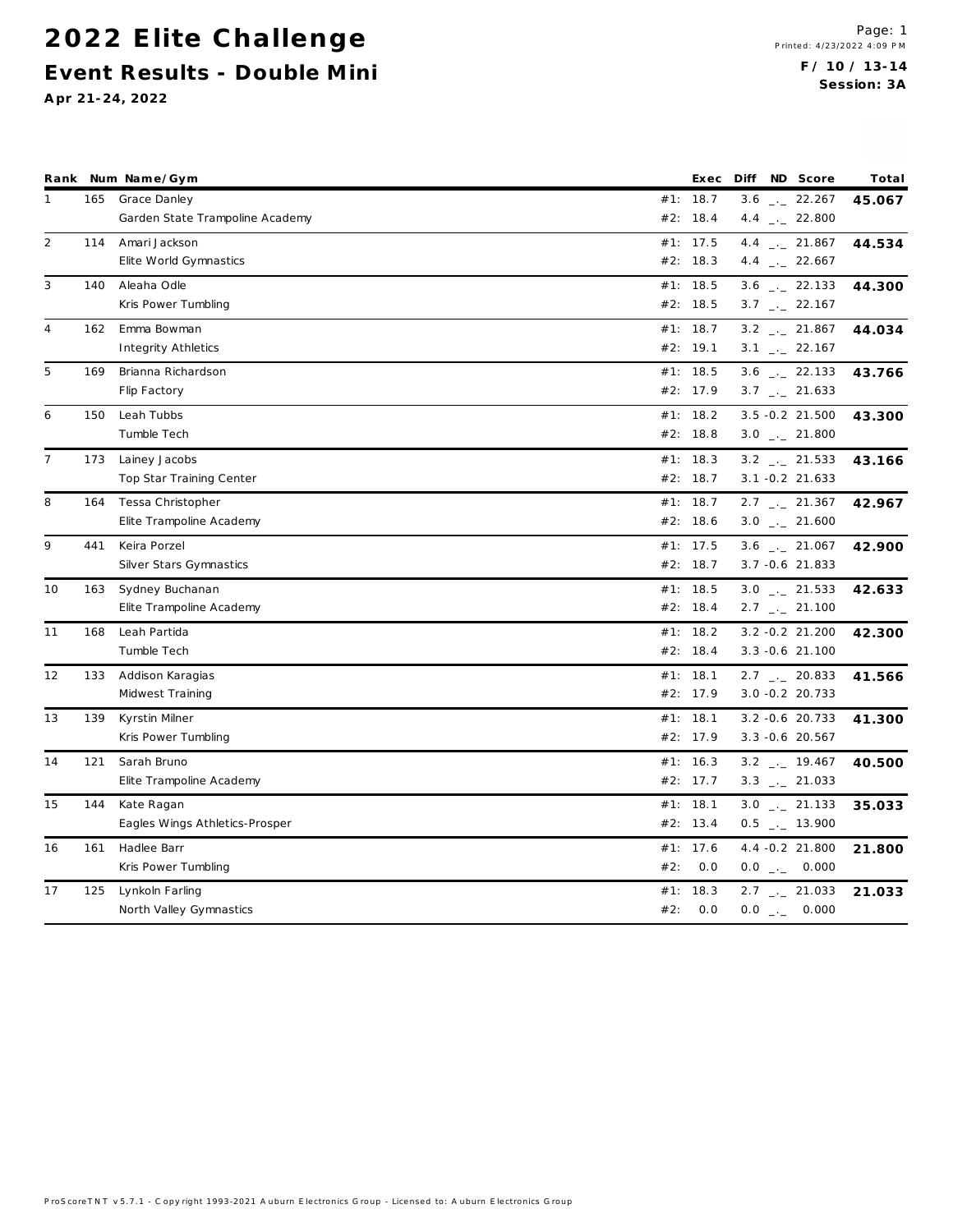# 2022 Elite Challenge

## Event Results - Double Mini

**Apr 21-24, 2022**

**F / 10 / 13-14**
**Session: 3A**

| Rank | Num | Name/Gym | | Exec | Diff | ND | Score | Total |
|---|---|---|---|---|---|---|---|---|
| 1 | 165 | Grace Danley | #1: | 18.7 | 3.6 | _._ | 22.267 | **45.067** |
| | | Garden State Trampoline Academy | #2: | 18.4 | 4.4 | _._ | 22.800 | |
| 2 | 114 | Amari Jackson | #1: | 17.5 | 4.4 | _._ | 21.867 | **44.534** |
| | | Elite World Gymnastics | #2: | 18.3 | 4.4 | _._ | 22.667 | |
| 3 | 140 | Aleaha Odle | #1: | 18.5 | 3.6 | _._ | 22.133 | **44.300** |
| | | Kris Power Tumbling | #2: | 18.5 | 3.7 | _._ | 22.167 | |
| 4 | 162 | Emma Bowman | #1: | 18.7 | 3.2 | _._ | 21.867 | **44.034** |
| | | Integrity Athletics | #2: | 19.1 | 3.1 | _._ | 22.167 | |
| 5 | 169 | Brianna Richardson | #1: | 18.5 | 3.6 | _._ | 22.133 | **43.766** |
| | | Flip Factory | #2: | 17.9 | 3.7 | _._ | 21.633 | |
| 6 | 150 | Leah Tubbs | #1: | 18.2 | 3.5 | -0.2 | 21.500 | **43.300** |
| | | Tumble Tech | #2: | 18.8 | 3.0 | _._ | 21.800 | |
| 7 | 173 | Lainey Jacobs | #1: | 18.3 | 3.2 | _._ | 21.533 | **43.166** |
| | | Top Star Training Center | #2: | 18.7 | 3.1 | -0.2 | 21.633 | |
| 8 | 164 | Tessa Christopher | #1: | 18.7 | 2.7 | _._ | 21.367 | **42.967** |
| | | Elite Trampoline Academy | #2: | 18.6 | 3.0 | _._ | 21.600 | |
| 9 | 441 | Keira Porzel | #1: | 17.5 | 3.6 | _._ | 21.067 | **42.900** |
| | | Silver Stars Gymnastics | #2: | 18.7 | 3.7 | -0.6 | 21.833 | |
| 10 | 163 | Sydney Buchanan | #1: | 18.5 | 3.0 | _._ | 21.533 | **42.633** |
| | | Elite Trampoline Academy | #2: | 18.4 | 2.7 | _._ | 21.100 | |
| 11 | 168 | Leah Partida | #1: | 18.2 | 3.2 | -0.2 | 21.200 | **42.300** |
| | | Tumble Tech | #2: | 18.4 | 3.3 | -0.6 | 21.100 | |
| 12 | 133 | Addison Karagias | #1: | 18.1 | 2.7 | _._ | 20.833 | **41.566** |
| | | Midwest Training | #2: | 17.9 | 3.0 | -0.2 | 20.733 | |
| 13 | 139 | Kyrstin Milner | #1: | 18.1 | 3.2 | -0.6 | 20.733 | **41.300** |
| | | Kris Power Tumbling | #2: | 17.9 | 3.3 | -0.6 | 20.567 | |
| 14 | 121 | Sarah Bruno | #1: | 16.3 | 3.2 | _._ | 19.467 | **40.500** |
| | | Elite Trampoline Academy | #2: | 17.7 | 3.3 | _._ | 21.033 | |
| 15 | 144 | Kate Ragan | #1: | 18.1 | 3.0 | _._ | 21.133 | **35.033** |
| | | Eagles Wings Athletics-Prosper | #2: | 13.4 | 0.5 | _._ | 13.900 | |
| 16 | 161 | Hadlee Barr | #1: | 17.6 | 4.4 | -0.2 | 21.800 | **21.800** |
| | | Kris Power Tumbling | #2: | 0.0 | 0.0 | _._ | 0.000 | |
| 17 | 125 | Lynkoln Farling | #1: | 18.3 | 2.7 | _._ | 21.033 | **21.033** |
| | | North Valley Gymnastics | #2: | 0.0 | 0.0 | _._ | 0.000 | |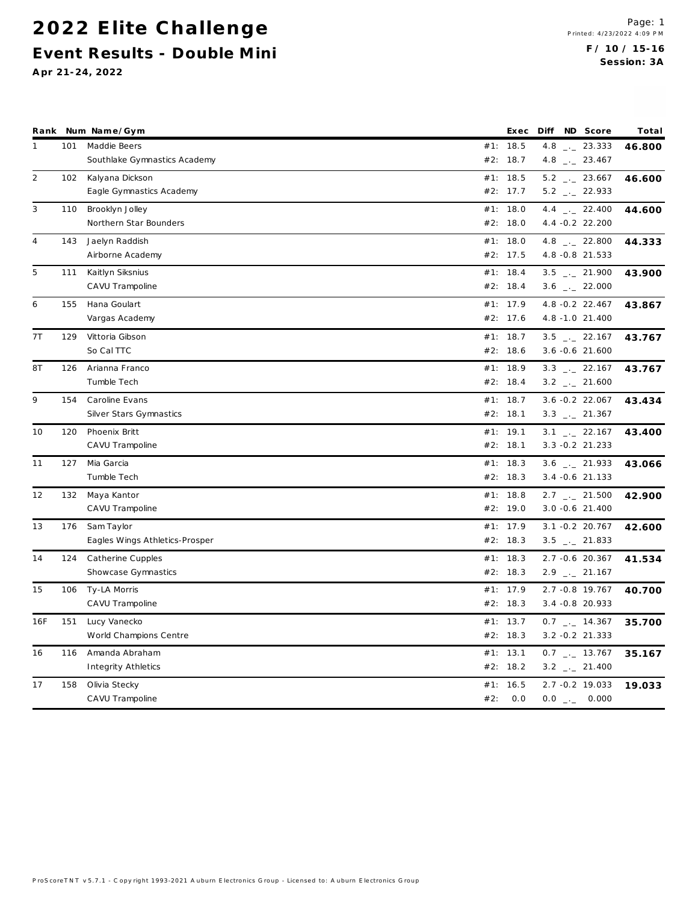# 2022 Elite Challenge

## Event Results - Double Mini

**Apr 21-24, 2022**

Printed: 4/23/2022 4:09 PM

**F / 10 / 15-16**
**Session: 3A**

| Rank | Num | Name/Gym | | Exec | Diff | ND | Score | Total |
|---|---|---|---|---|---|---|---|---|
| 1 | 101 | Maddie Beers | #1: | 18.5 | 4.8 | _._ | 23.333 | **46.800** |
| | | Southlake Gymnastics Academy | #2: | 18.7 | 4.8 | _._ | 23.467 | |
| 2 | 102 | Kalyana Dickson | #1: | 18.5 | 5.2 | _._ | 23.667 | **46.600** |
| | | Eagle Gymnastics Academy | #2: | 17.7 | 5.2 | _._ | 22.933 | |
| 3 | 110 | Brooklyn Jolley | #1: | 18.0 | 4.4 | _._ | 22.400 | **44.600** |
| | | Northern Star Bounders | #2: | 18.0 | 4.4 | -0.2 | 22.200 | |
| 4 | 143 | Jaelyn Raddish | #1: | 18.0 | 4.8 | _._ | 22.800 | **44.333** |
| | | Airborne Academy | #2: | 17.5 | 4.8 | -0.8 | 21.533 | |
| 5 | 111 | Kaitlyn Siksnius | #1: | 18.4 | 3.5 | _._ | 21.900 | **43.900** |
| | | CAVU Trampoline | #2: | 18.4 | 3.6 | _._ | 22.000 | |
| 6 | 155 | Hana Goulart | #1: | 17.9 | 4.8 | -0.2 | 22.467 | **43.867** |
| | | Vargas Academy | #2: | 17.6 | 4.8 | -1.0 | 21.400 | |
| 7T | 129 | Vittoria Gibson | #1: | 18.7 | 3.5 | _._ | 22.167 | **43.767** |
| | | So Cal TTC | #2: | 18.6 | 3.6 | -0.6 | 21.600 | |
| 8T | 126 | Arianna Franco | #1: | 18.9 | 3.3 | _._ | 22.167 | **43.767** |
| | | Tumble Tech | #2: | 18.4 | 3.2 | _._ | 21.600 | |
| 9 | 154 | Caroline Evans | #1: | 18.7 | 3.6 | -0.2 | 22.067 | **43.434** |
| | | Silver Stars Gymnastics | #2: | 18.1 | 3.3 | _._ | 21.367 | |
| 10 | 120 | Phoenix Britt | #1: | 19.1 | 3.1 | _._ | 22.167 | **43.400** |
| | | CAVU Trampoline | #2: | 18.1 | 3.3 | -0.2 | 21.233 | |
| 11 | 127 | Mia Garcia | #1: | 18.3 | 3.6 | _._ | 21.933 | **43.066** |
| | | Tumble Tech | #2: | 18.3 | 3.4 | -0.6 | 21.133 | |
| 12 | 132 | Maya Kantor | #1: | 18.8 | 2.7 | _._ | 21.500 | **42.900** |
| | | CAVU Trampoline | #2: | 19.0 | 3.0 | -0.6 | 21.400 | |
| 13 | 176 | Sam Taylor | #1: | 17.9 | 3.1 | -0.2 | 20.767 | **42.600** |
| | | Eagles Wings Athletics-Prosper | #2: | 18.3 | 3.5 | _._ | 21.833 | |
| 14 | 124 | Catherine Cupples | #1: | 18.3 | 2.7 | -0.6 | 20.367 | **41.534** |
| | | Showcase Gymnastics | #2: | 18.3 | 2.9 | _._ | 21.167 | |
| 15 | 106 | Ty-LA Morris | #1: | 17.9 | 2.7 | -0.8 | 19.767 | **40.700** |
| | | CAVU Trampoline | #2: | 18.3 | 3.4 | -0.8 | 20.933 | |
| 16F | 151 | Lucy Vanecko | #1: | 13.7 | 0.7 | _._ | 14.367 | **35.700** |
| | | World Champions Centre | #2: | 18.3 | 3.2 | -0.2 | 21.333 | |
| 16 | 116 | Amanda Abraham | #1: | 13.1 | 0.7 | _._ | 13.767 | **35.167** |
| | | Integrity Athletics | #2: | 18.2 | 3.2 | _._ | 21.400 | |
| 17 | 158 | Olivia Stecky | #1: | 16.5 | 2.7 | -0.2 | 19.033 | **19.033** |
| | | CAVU Trampoline | #2: | 0.0 | 0.0 | _._ | 0.000 | |

ProScoreTNT v5.7.1 - Copyright 1993-2021 Auburn Electronics Group - Licensed to: Auburn Electronics Group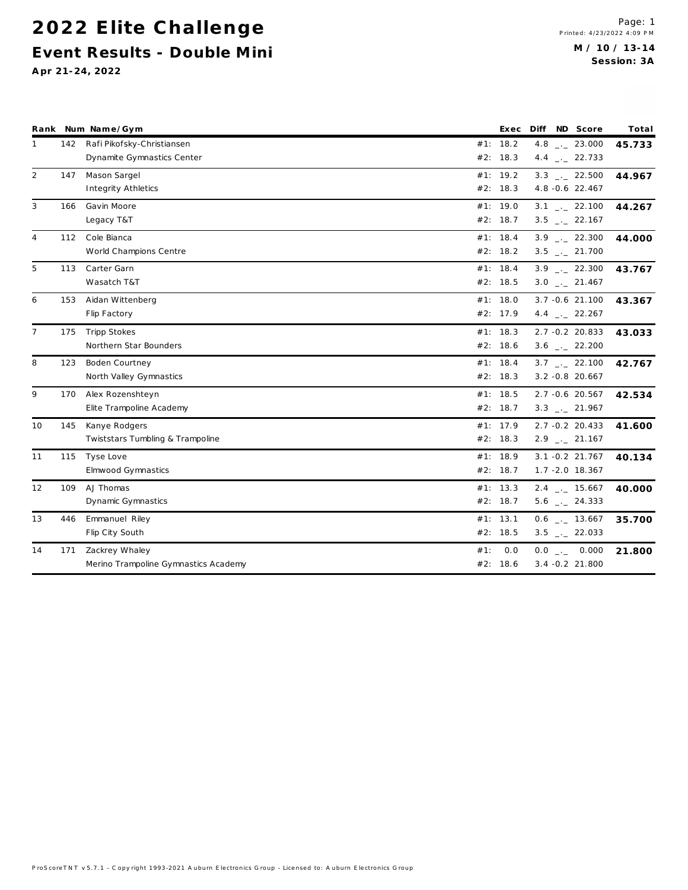# 2022 Elite Challenge

## Event Results - Double Mini

**Apr 21-24, 2022**

**M / 10 / 13-14**
**Session: 3A**

| Rank | Num | Name/Gym | | Exec | Diff | ND | Score | Total |
|---|---|---|---|---|---|---|---|---|
| 1 | 142 | Rafi Pikofsky-Christiansen | #1: | 18.2 | 4.8 | _._ | 23.000 | **45.733** |
| | | Dynamite Gymnastics Center | #2: | 18.3 | 4.4 | _._ | 22.733 | |
| 2 | 147 | Mason Sargel | #1: | 19.2 | 3.3 | _._ | 22.500 | **44.967** |
| | | Integrity Athletics | #2: | 18.3 | 4.8 | -0.6 | 22.467 | |
| 3 | 166 | Gavin Moore | #1: | 19.0 | 3.1 | _._ | 22.100 | **44.267** |
| | | Legacy T&T | #2: | 18.7 | 3.5 | _._ | 22.167 | |
| 4 | 112 | Cole Bianca | #1: | 18.4 | 3.9 | _._ | 22.300 | **44.000** |
| | | World Champions Centre | #2: | 18.2 | 3.5 | _._ | 21.700 | |
| 5 | 113 | Carter Garn | #1: | 18.4 | 3.9 | _._ | 22.300 | **43.767** |
| | | Wasatch T&T | #2: | 18.5 | 3.0 | _._ | 21.467 | |
| 6 | 153 | Aidan Wittenberg | #1: | 18.0 | 3.7 | -0.6 | 21.100 | **43.367** |
| | | Flip Factory | #2: | 17.9 | 4.4 | _._ | 22.267 | |
| 7 | 175 | Tripp Stokes | #1: | 18.3 | 2.7 | -0.2 | 20.833 | **43.033** |
| | | Northern Star Bounders | #2: | 18.6 | 3.6 | _._ | 22.200 | |
| 8 | 123 | Boden Courtney | #1: | 18.4 | 3.7 | _._ | 22.100 | **42.767** |
| | | North Valley Gymnastics | #2: | 18.3 | 3.2 | -0.8 | 20.667 | |
| 9 | 170 | Alex Rozenshteyn | #1: | 18.5 | 2.7 | -0.6 | 20.567 | **42.534** |
| | | Elite Trampoline Academy | #2: | 18.7 | 3.3 | _._ | 21.967 | |
| 10 | 145 | Kanye Rodgers | #1: | 17.9 | 2.7 | -0.2 | 20.433 | **41.600** |
| | | Twiststars Tumbling & Trampoline | #2: | 18.3 | 2.9 | _._ | 21.167 | |
| 11 | 115 | Tyse Love | #1: | 18.9 | 3.1 | -0.2 | 21.767 | **40.134** |
| | | Elmwood Gymnastics | #2: | 18.7 | 1.7 | -2.0 | 18.367 | |
| 12 | 109 | AJ Thomas | #1: | 13.3 | 2.4 | _._ | 15.667 | **40.000** |
| | | Dynamic Gymnastics | #2: | 18.7 | 5.6 | _._ | 24.333 | |
| 13 | 446 | Emmanuel Riley | #1: | 13.1 | 0.6 | _._ | 13.667 | **35.700** |
| | | Flip City South | #2: | 18.5 | 3.5 | _._ | 22.033 | |
| 14 | 171 | Zackrey Whaley | #1: | 0.0 | 0.0 | _._ | 0.000 | **21.800** |
| | | Merino Trampoline Gymnastics Academy | #2: | 18.6 | 3.4 | -0.2 | 21.800 | |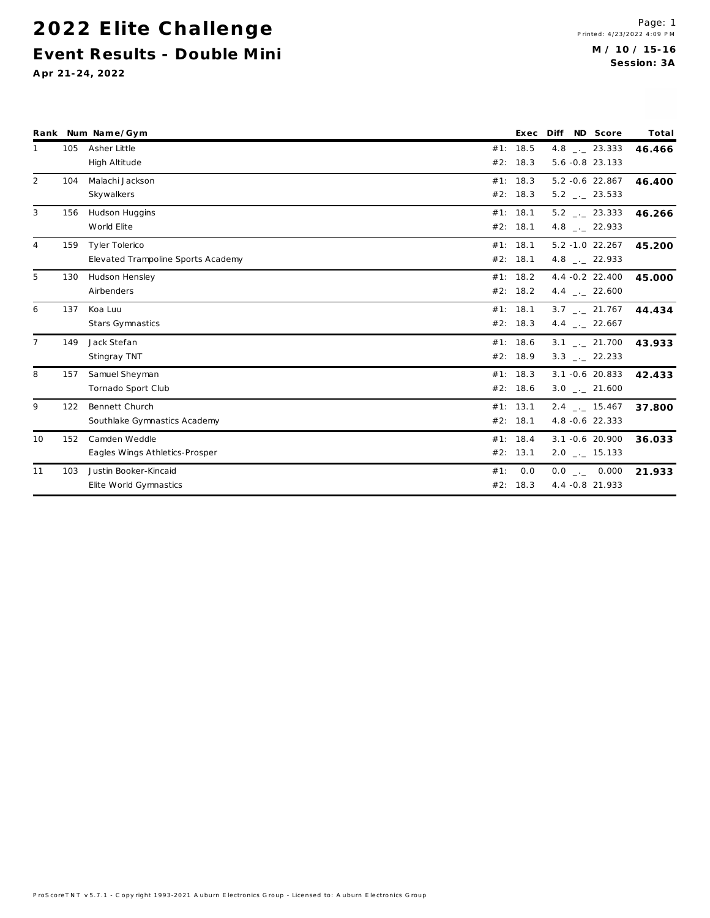# 2022 Elite Challenge

## Event Results - Double Mini

**Apr 21-24, 2022**

**M / 10 / 15-16**
**Session: 3A**

| Rank | Num | Name/Gym | | Exec | Diff | ND | Score | Total |
|---|---|---|---|---|---|---|---|---|
| 1 | 105 | Asher Little | #1: | 18.5 | 4.8 | _._ | 23.333 | **46.466** |
| | | High Altitude | #2: | 18.3 | 5.6 | -0.8 | 23.133 | |
| 2 | 104 | Malachi Jackson | #1: | 18.3 | 5.2 | -0.6 | 22.867 | **46.400** |
| | | Skywalkers | #2: | 18.3 | 5.2 | _._ | 23.533 | |
| 3 | 156 | Hudson Huggins | #1: | 18.1 | 5.2 | _._ | 23.333 | **46.266** |
| | | World Elite | #2: | 18.1 | 4.8 | _._ | 22.933 | |
| 4 | 159 | Tyler Tolerico | #1: | 18.1 | 5.2 | -1.0 | 22.267 | **45.200** |
| | | Elevated Trampoline Sports Academy | #2: | 18.1 | 4.8 | _._ | 22.933 | |
| 5 | 130 | Hudson Hensley | #1: | 18.2 | 4.4 | -0.2 | 22.400 | **45.000** |
| | | Airbenders | #2: | 18.2 | 4.4 | _._ | 22.600 | |
| 6 | 137 | Koa Luu | #1: | 18.1 | 3.7 | _._ | 21.767 | **44.434** |
| | | Stars Gymnastics | #2: | 18.3 | 4.4 | _._ | 22.667 | |
| 7 | 149 | Jack Stefan | #1: | 18.6 | 3.1 | _._ | 21.700 | **43.933** |
| | | Stingray TNT | #2: | 18.9 | 3.3 | _._ | 22.233 | |
| 8 | 157 | Samuel Sheyman | #1: | 18.3 | 3.1 | -0.6 | 20.833 | **42.433** |
| | | Tornado Sport Club | #2: | 18.6 | 3.0 | _._ | 21.600 | |
| 9 | 122 | Bennett Church | #1: | 13.1 | 2.4 | _._ | 15.467 | **37.800** |
| | | Southlake Gymnastics Academy | #2: | 18.1 | 4.8 | -0.6 | 22.333 | |
| 10 | 152 | Camden Weddle | #1: | 18.4 | 3.1 | -0.6 | 20.900 | **36.033** |
| | | Eagles Wings Athletics-Prosper | #2: | 13.1 | 2.0 | _._ | 15.133 | |
| 11 | 103 | Justin Booker-Kincaid | #1: | 0.0 | 0.0 | _._ | 0.000 | **21.933** |
| | | Elite World Gymnastics | #2: | 18.3 | 4.4 | -0.8 | 21.933 | |